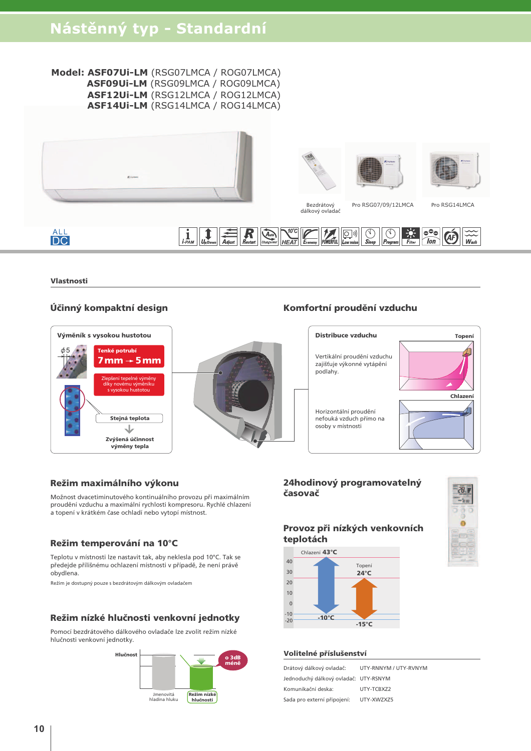# Nástěnný typ - Standardní

**Model: ASF07Ui-LM** (RSG07LMCA / ROG07LMCA)
**ASF09Ui-LM** (RSG09LMCA / ROG09LMCA)
**ASF12Ui-LM** (RSG12LMCA / ROG12LMCA)
**ASF14Ui-LM** (RSG14LMCA / ROG14LMCA)

Bezdrátový dálkový ovladač

Pro RSG07/09/12LMCA

Pro RSG14LMCA

ALL DC

i-PAM | Up/Down | Adjust | Restart | Auto Changeover | 10°C HEAT | Economy | POWERFUL | Low noise | Sleep | Program | Filter | Ion | AF | Wash

## Vlastnosti

### Účinný kompaktní design

**Výměník s vysokou hustotou**

ϕ5

**Tenké potrubí**
**7 mm → 5 mm**

Zlepšení tepelné výměny díky novému výměníku s vysokou hustotou

**Stejná teplota**

**Zvýšená účinnost výměny tepla**

### Komfortní proudění vzduchu

**Distribuce vzduchu**

**Topení**

Vertikální proudění vzduchu zajišťuje výkonné vytápění podlahy.

**Chlazení**

Horizontální proudění nefouká vzduch přímo na osoby v místnosti

### Režim maximálního výkonu

Možnost dvacetiminutového kontinuálního provozu při maximálním proudění vzduchu a maximální rychlosti kompresoru. Rychlé chlazení a topení v krátkém čase ochladí nebo vytopí místnost.

### Režim temperování na 10°C

Teplotu v místnosti lze nastavit tak, aby neklesla pod 10°C. Tak se předejde přílišnému ochlazení místnosti v případě, že není právě obydlena.

Režim je dostupný pouze s bezdrátovým dálkovým ovladačem

### Režim nízké hlučnosti venkovní jednotky

Pomocí bezdrátového dálkového ovladače lze zvolit režim nízké hlučnosti venkovní jednotky.

**Hlučnost**

Jmenovitá hladina hluku

**Režim nízké hlučnosti**

**o 3dB méně**

### 24hodinový programovatelný časovač

### Provoz při nízkých venkovních teplotách

Chlazení **43°C** / **-10°C**

Topení **24°C** / **-15°C**

### Volitelné příslušenství

| | |
|---|---|
| Drátový dálkový ovladač: | UTY-RNNYM / UTY-RVNYM |
| Jednoduchý dálkový ovladač: | UTY-RSNYM |
| Komunikační deska: | UTY-TCBXZ2 |
| Sada pro externí připojení: | UTY-XWZXZ5 |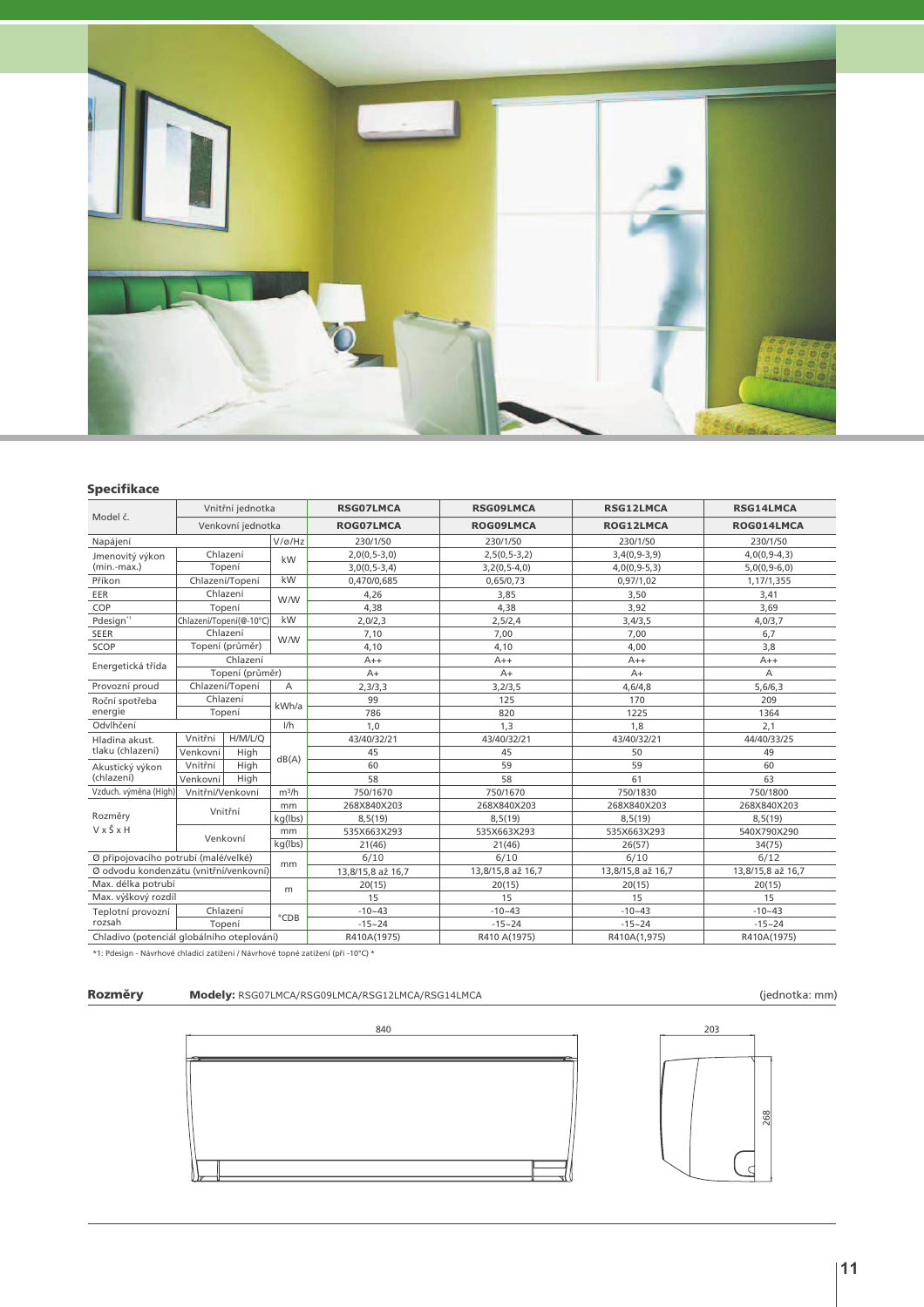## Specifikace

| Model č. | | | | RSG07LMCA | RSG09LMCA | RSG12LMCA | RSG14LMCA |
|---|---|---|---|---|---|---|---|
| | Vnitřní jednotka | | | RSG07LMCA | RSG09LMCA | RSG12LMCA | RSG14LMCA |
| | Venkovní jednotka | | | ROG07LMCA | ROG09LMCA | ROG12LMCA | ROG014LMCA |
| Napájení | | | V/ø/Hz | 230/1/50 | 230/1/50 | 230/1/50 | 230/1/50 |
| Jmenovitý výkon (min.-max.) | Chlazení | | kW | 2,0(0,5-3,0) | 2,5(0,5-3,2) | 3,4(0,9-3,9) | 4,0(0,9-4,3) |
| | Topení | | kW | 3,0(0,5-3,4) | 3,2(0,5-4,0) | 4,0(0,9-5,3) | 5,0(0,9-6,0) |
| Příkon | Chlazení/Topení | | kW | 0,470/0,685 | 0,65/0,73 | 0,97/1,02 | 1,17/1,355 |
| EER | Chlazení | | W/W | 4,26 | 3,85 | 3,50 | 3,41 |
| COP | Topení | | W/W | 4,38 | 4,38 | 3,92 | 3,69 |
| Pdesign[*1] | Chlazení/Topení(@-10°C) | | kW | 2,0/2,3 | 2,5/2,4 | 3,4/3,5 | 4,0/3,7 |
| SEER | Chlazení | | W/W | 7,10 | 7,00 | 7,00 | 6,7 |
| SCOP | Topení (průměr) | | W/W | 4,10 | 4,10 | 4,00 | 3,8 |
| Energetická třída | Chlazení | | | A++ | A++ | A++ | A++ |
| | Topení (průměr) | | | A+ | A+ | A+ | A |
| Provozní proud | Chlazení/Topení | | A | 2,3/3,3 | 3,2/3,5 | 4,6/4,8 | 5,6/6,3 |
| Roční spotřeba energie | Chlazení | | kWh/a | 99 | 125 | 170 | 209 |
| | Topení | | kWh/a | 786 | 820 | 1225 | 1364 |
| Odvlhčení | | | l/h | 1,0 | 1,3 | 1,8 | 2,1 |
| Hladina akust. tlaku (chlazení) | Vnitřní | H/M/L/Q | dB(A) | 43/40/32/21 | 43/40/32/21 | 43/40/32/21 | 44/40/33/25 |
| | Venkovní | High | dB(A) | 45 | 45 | 50 | 49 |
| Akustický výkon (chlazení) | Vnitřní | High | dB(A) | 60 | 59 | 59 | 60 |
| | Venkovní | High | dB(A) | 58 | 58 | 61 | 63 |
| Vzduch. výměna (High) | Vnitřní/Venkovní | | m³/h | 750/1670 | 750/1670 | 750/1830 | 750/1800 |
| Rozměry V x Š x H | Vnitřní | | mm | 268X840X203 | 268X840X203 | 268X840X203 | 268X840X203 |
| | | | kg(lbs) | 8,5(19) | 8,5(19) | 8,5(19) | 8,5(19) |
| | Venkovní | | mm | 535X663X293 | 535X663X293 | 535X663X293 | 540X790X290 |
| | | | kg(lbs) | 21(46) | 21(46) | 26(57) | 34(75) |
| Ø připojovacího potrubí (malé/velké) | | | mm | 6/10 | 6/10 | 6/10 | 6/12 |
| Ø odvodu kondenzátu (vnitřní/venkovní) | | | mm | 13,8/15,8 až 16,7 | 13,8/15,8 až 16,7 | 13,8/15,8 až 16,7 | 13,8/15,8 až 16,7 |
| Max. délka potrubí | | | m | 20(15) | 20(15) | 20(15) | 20(15) |
| Max. výškový rozdíl | | | m | 15 | 15 | 15 | 15 |
| Teplotní provozní rozsah | Chlazení | | °CDB | -10~43 | -10~43 | -10~43 | -10~43 |
| | Topení | | °CDB | -15~24 | -15~24 | -15~24 | -15~24 |
| Chladivo (potenciál globálního oteplování) | | | | R410A(1975) | R410 A(1975) | R410A(1,975) | R410A(1975) |

*1: Pdesign - Návrhové chladicí zatížení / Návrhové topné zatížení (při -10°C) *

**Rozměry** **Modely:** RSG07LMCA/RSG09LMCA/RSG12LMCA/RSG14LMCA (jednotka: mm)

840

203

268